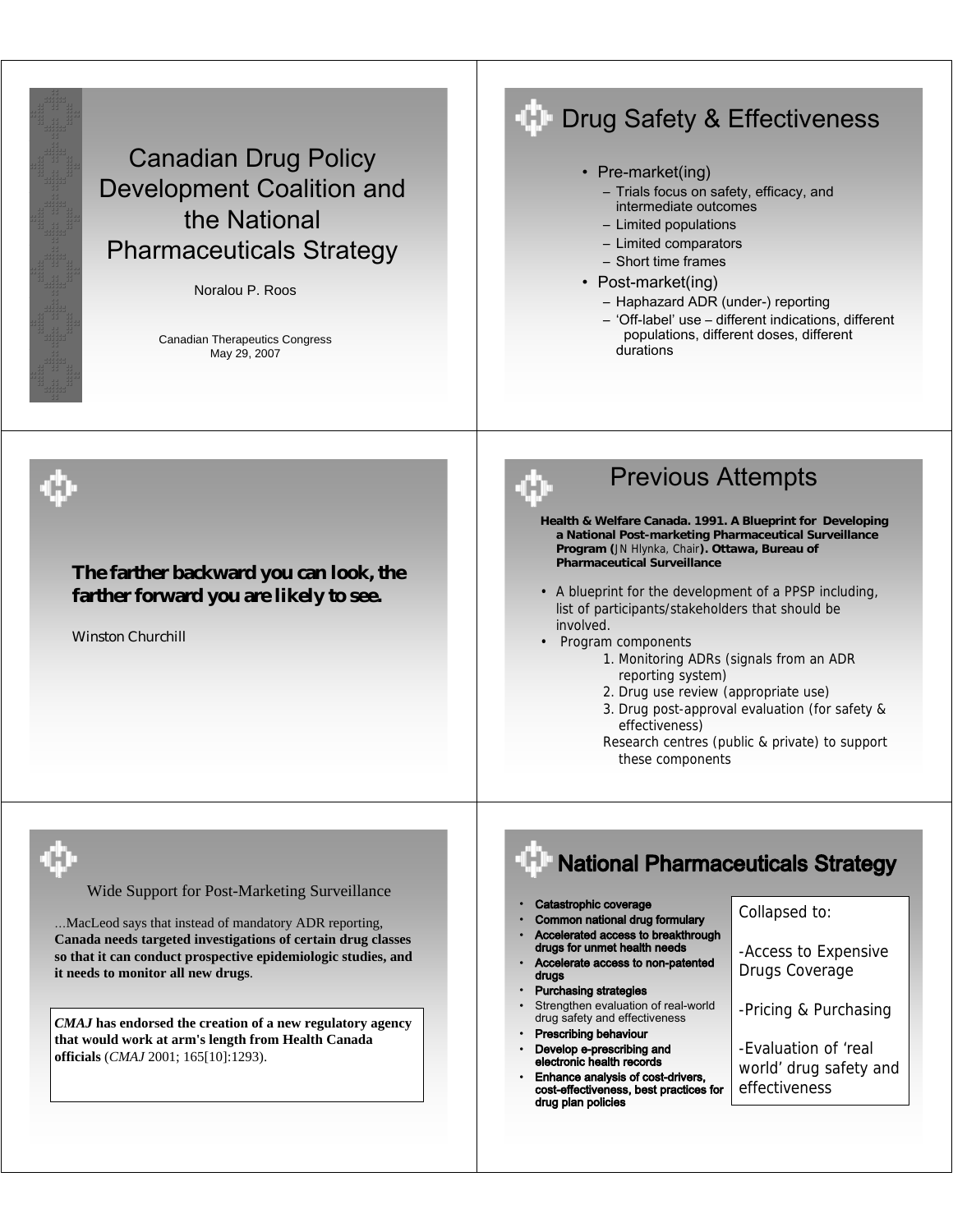# Canadian Drug Policy Development Coalition and the National Pharmaceuticals Strategy

Noralou P. Roos

Canadian Therapeutics Congress
May 29, 2007

## Drug Safety & Effectiveness

- Pre-market(ing)
  - Trials focus on safety, efficacy, and intermediate outcomes
  - Limited populations
  - Limited comparators
  - Short time frames
- Post-market(ing)
  - Haphazard ADR (under-) reporting
  - 'Off-label' use – different indications, different populations, different doses, different durations

**The farther backward you can look, the farther forward you are likely to see.**

Winston Churchill

## Previous Attempts

**Health & Welfare Canada. 1991. A Blueprint for Developing a National Post-marketing Pharmaceutical Surveillance Program (**JN Hlynka, Chair**). Ottawa, Bureau of Pharmaceutical Surveillance**

- A blueprint for the development of a PPSP including, list of participants/stakeholders that should be involved.
- Program components
  1. Monitoring ADRs (signals from an ADR reporting system)
  2. Drug use review (appropriate use)
  3. Drug post-approval evaluation (for safety & effectiveness)

  Research centres (public & private) to support these components

Wide Support for Post-Marketing Surveillance

…MacLeod says that instead of mandatory ADR reporting, **Canada needs targeted investigations of certain drug classes so that it can conduct prospective epidemiologic studies, and it needs to monitor all new drugs**.

***CMAJ* has endorsed the creation of a new regulatory agency that would work at arm's length from Health Canada officials** (*CMAJ* 2001; 165[10]:1293).

## National Pharmaceuticals Strategy

- **Catastrophic coverage**
- **Common national drug formulary**
- **Accelerated access to breakthrough drugs for unmet health needs**
- **Accelerate access to non-patented drugs**
- **Purchasing strategies**
- Strengthen evaluation of real-world drug safety and effectiveness
- **Prescribing behaviour**
- **Develop e-prescribing and electronic health records**
- **Enhance analysis of cost-drivers, cost-effectiveness, best practices for drug plan policies**

Collapsed to:

-Access to Expensive Drugs Coverage

-Pricing & Purchasing

-Evaluation of 'real world' drug safety and effectiveness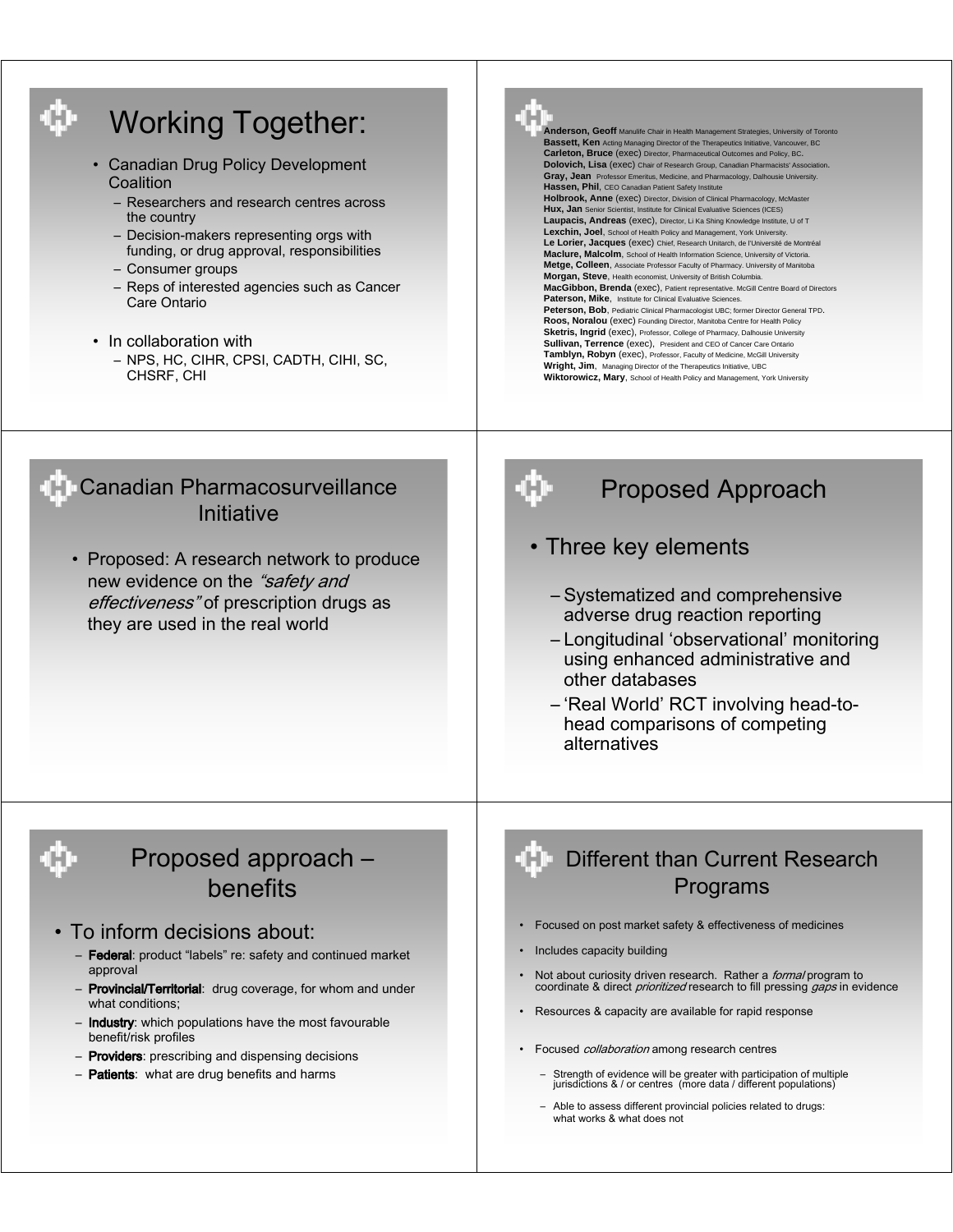## Working Together:

- Canadian Drug Policy Development Coalition
  - Researchers and research centres across the country
  - Decision-makers representing orgs with funding, or drug approval, responsibilities
  - Consumer groups
  - Reps of interested agencies such as Cancer Care Ontario
- In collaboration with
  - NPS, HC, CIHR, CPSI, CADTH, CIHI, SC, CHSRF, CHI

**Anderson, Geoff** Manulife Chair in Health Management Strategies, University of Toronto
**Bassett, Ken** Acting Managing Director of the Therapeutics Initiative, Vancouver, BC
**Carleton, Bruce** (exec) Director, Pharmaceutical Outcomes and Policy, BC.
**Dolovich, Lisa** (exec) Chair of Research Group, Canadian Pharmacists' Association.
**Gray, Jean** Professor Emeritus, Medicine, and Pharmacology, Dalhousie University.
**Hassen, Phil**, CEO Canadian Patient Safety Institute
**Holbrook, Anne** (exec) Director, Division of Clinical Pharmacology, McMaster
**Hux, Jan** Senior Scientist, Institute for Clinical Evaluative Sciences (ICES)
**Laupacis, Andreas** (exec), Director, Li Ka Shing Knowledge Institute, U of T
**Lexchin, Joel**, School of Health Policy and Management, York University.
**Le Lorier, Jacques** (exec) Chief, Research Unitarch, de l'Université de Montréal
**Maclure, Malcolm**, School of Health Information Science, University of Victoria.
**Metge, Colleen**, Associate Professor Faculty of Pharmacy. University of Manitoba
**Morgan, Steve**, Health economist, University of British Columbia.
**MacGibbon, Brenda** (exec), Patient representative. McGill Centre Board of Directors
**Paterson, Mike**, Institute for Clinical Evaluative Sciences.
**Peterson, Bob**, Pediatric Clinical Pharmacologist UBC; former Director General TPD.
**Roos, Noralou** (exec) Founding Director, Manitoba Centre for Health Policy
**Sketris, Ingrid** (exec), Professor, College of Pharmacy, Dalhousie University
**Sullivan, Terrence** (exec), President and CEO of Cancer Care Ontario
**Tamblyn, Robyn** (exec), Professor, Faculty of Medicine, McGill University
**Wright, Jim**, Managing Director of the Therapeutics Initiative, UBC
**Wiktorowicz, Mary**, School of Health Policy and Management, York University

## Canadian Pharmacosurveillance Initiative

- Proposed: A research network to produce new evidence on the *"safety and effectiveness"* of prescription drugs as they are used in the real world

## Proposed Approach

- Three key elements
  - Systematized and comprehensive adverse drug reaction reporting
  - Longitudinal 'observational' monitoring using enhanced administrative and other databases
  - 'Real World' RCT involving head-to-head comparisons of competing alternatives

## Proposed approach – benefits

- To inform decisions about:
  - **Federal**: product "labels" re: safety and continued market approval
  - **Provincial/Territorial**: drug coverage, for whom and under what conditions;
  - **Industry**: which populations have the most favourable benefit/risk profiles
  - **Providers**: prescribing and dispensing decisions
  - **Patients**: what are drug benefits and harms

## Different than Current Research Programs

- Focused on post market safety & effectiveness of medicines
- Includes capacity building
- Not about curiosity driven research. Rather a *formal* program to coordinate & direct *prioritized* research to fill pressing *gaps* in evidence
- Resources & capacity are available for rapid response
- Focused *collaboration* among research centres
  - Strength of evidence will be greater with participation of multiple jurisdictions & / or centres (more data / different populations)
  - Able to assess different provincial policies related to drugs: what works & what does not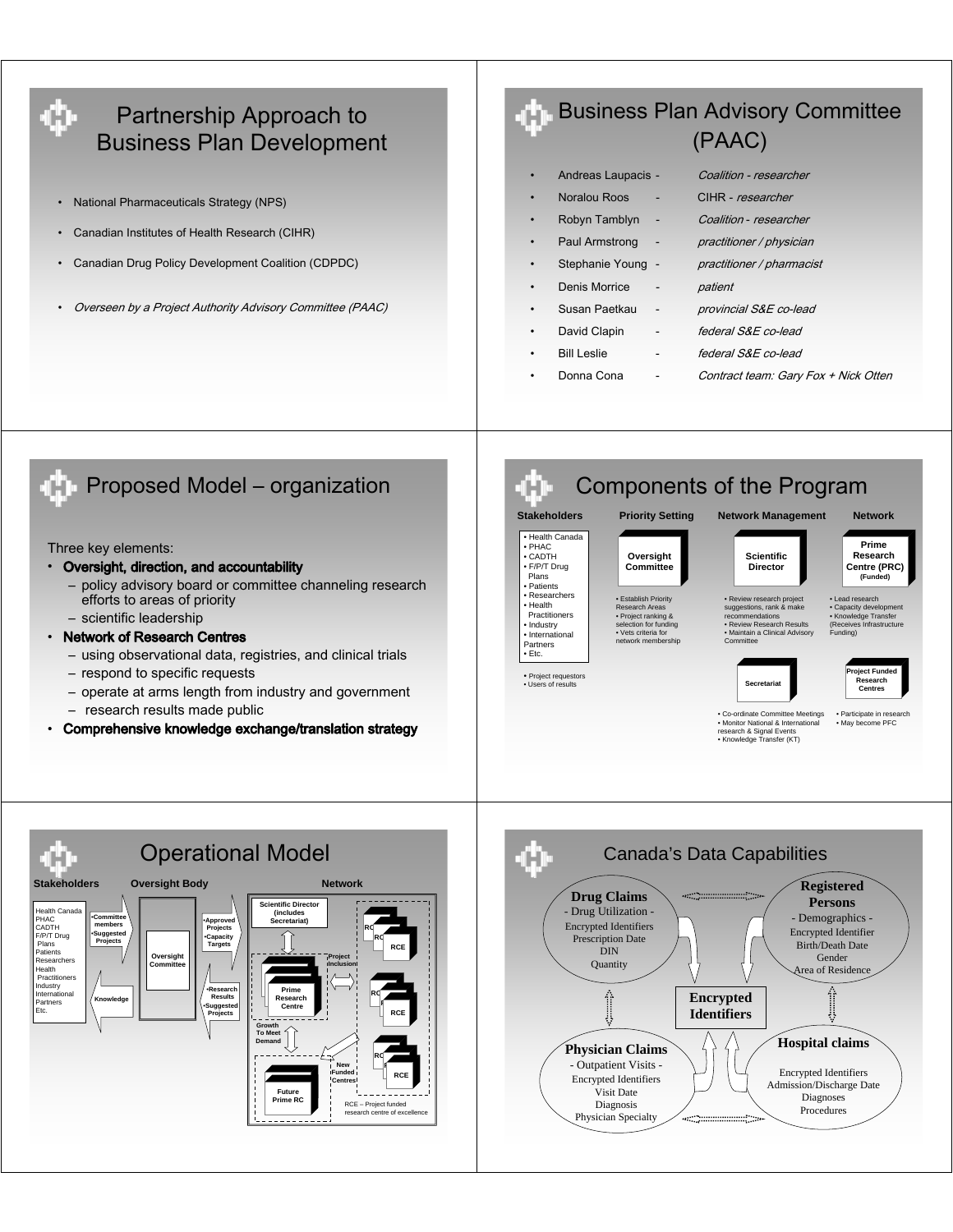# Partnership Approach to Business Plan Development

- National Pharmaceuticals Strategy (NPS)
- Canadian Institutes of Health Research (CIHR)
- Canadian Drug Policy Development Coalition (CDPDC)
- *Overseen by a Project Authority Advisory Committee (PAAC)*

# Business Plan Advisory Committee (PAAC)

- Andreas Laupacis - *Coalition - researcher*
- Noralou Roos - CIHR - *researcher*
- Robyn Tamblyn - *Coalition - researcher*
- Paul Armstrong - *practitioner / physician*
- Stephanie Young - *practitioner / pharmacist*
- Denis Morrice - *patient*
- Susan Paetkau - *provincial S&E co-lead*
- David Clapin - *federal S&E co-lead*
- Bill Leslie - *federal S&E co-lead*
- Donna Cona - *Contract team: Gary Fox + Nick Otten*

# Proposed Model – organization

Three key elements:

- **Oversight, direction, and accountability**
  - policy advisory board or committee channeling research efforts to areas of priority
  - scientific leadership
- **Network of Research Centres**
  - using observational data, registries, and clinical trials
  - respond to specific requests
  - operate at arms length from industry and government
  - research results made public
- **Comprehensive knowledge exchange/translation strategy**

# Components of the Program

Stakeholders

Priority Setting

Network Management

Network

- Health Canada
- PHAC
- CADTH
- F/P/T Drug Plans
- Patients
- Researchers
- Health Practitioners
- Industry
- International Partners
- Etc.

- Project requestors
- Users of results

Oversight Committee

- Establish Priority Research Areas
- Project ranking & selection for funding
- Vets criteria for network membership

Scientific Director

- Review research project suggestions, rank & make recommendations
- Review Research Results
- Maintain a Clinical Advisory Committee

Secretariat

- Co-ordinate Committee Meetings
- Monitor National & International research & Signal Events
- Knowledge Transfer (KT)

Prime Research Centre (PRC) (Funded)

- Lead research
- Capacity development
- Knowledge Transfer (Receives Infrastructure Funding)

Project Funded Research Centres

- Participate in research
- May become PFC

# Operational Model

Stakeholders

Oversight Body

Network

Health Canada
PHAC
CADTH
F/P/T Drug Plans
Patients
Researchers
Health Practitioners
Industry
International Partners
Etc.

•Committee members
•Suggested Projects

Knowledge

Oversight Committee

•Approved Projects
•Capacity Targets

•Research Results
•Suggested Projects

Scientific Director (includes Secretariat)

Prime Research Centre

Project Inclusion

Growth To Meet Demand

Future Prime RC

New Funded Centres

RCE

RCE – Project funded research centre of excellence

# Canada's Data Capabilities

**Drug Claims**
- Drug Utilization -
Encrypted Identifiers
Prescription Date
DIN
Quantity

**Registered Persons**
- Demographics -
Encrypted Identifier
Birth/Death Date
Gender
Area of Residence

**Encrypted Identifiers**

**Physician Claims**
- Outpatient Visits -
Encrypted Identifiers
Visit Date
Diagnosis
Physician Specialty

**Hospital claims**
Encrypted Identifiers
Admission/Discharge Date
Diagnoses
Procedures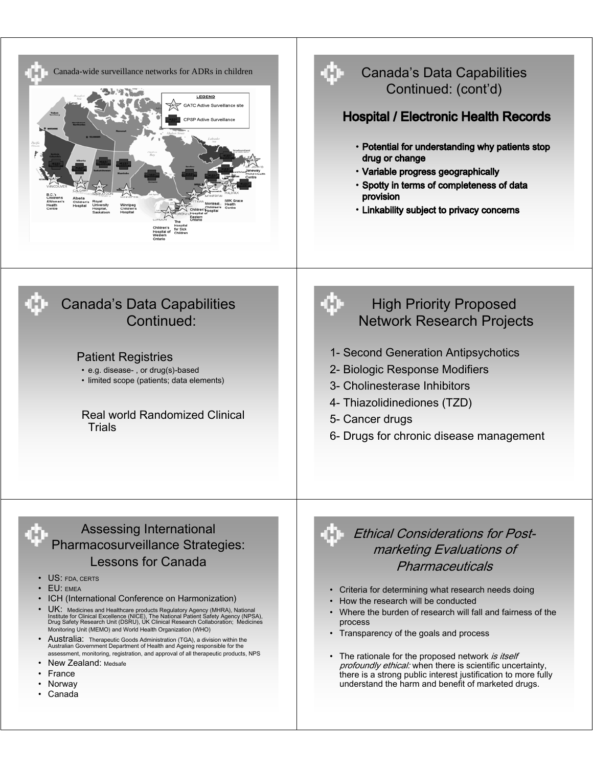Canada-wide surveillance networks for ADRs in children

LEGEND

GATC Active Surveillance site

CPSP Active Surveillance

VANCOUVER
B.C.'s Children's &Women's Health Centre

CALGARY
Alberta Children's Hospital

SASKATOON
Royal University Hospital, Saskatoon

WINNIPEG
Winnipeg Children's Hospital

LONDON
Children's Hospital of Western Ontario

TORONTO
The Hospital for Sick Children

OTTAWA
Children's Hospital of Eastern Ontario

MONTREAL
Montreal Children's Hospital

HALIFAX
IWK Grace Health Centre

ST. JOHN'S
Janeway Child Health Centre

## Canada's Data Capabilities Continued: (cont'd)

### Hospital / Electronic Health Records

- **Potential for understanding why patients stop drug or change**
- **Variable progress geographically**
- **Spotty in terms of completeness of data provision**
- **Linkability subject to privacy concerns**

## Canada's Data Capabilities Continued:

Patient Registries

- e.g. disease- , or drug(s)-based
- limited scope (patients; data elements)

Real world Randomized Clinical Trials

## High Priority Proposed Network Research Projects

1- Second Generation Antipsychotics
2- Biologic Response Modifiers
3- Cholinesterase Inhibitors
4- Thiazolidinediones (TZD)
5- Cancer drugs
6- Drugs for chronic disease management

## Assessing International Pharmacosurveillance Strategies: Lessons for Canada

- US: FDA, CERTS
- EU: EMEA
- ICH (International Conference on Harmonization)
- UK: Medicines and Healthcare products Regulatory Agency (MHRA), National Institute for Clinical Excellence (NICE), The National Patient Safety Agency (NPSA), Drug Safety Research Unit (DSRU), UK Clinical Research Collaboration; Medicines Monitoring Unit (MEMO) and World Health Organization (WHO)
- Australia: Therapeutic Goods Administration (TGA), a division within the Australian Government Department of Health and Ageing responsible for the assessment, monitoring, registration, and approval of all therapeutic products, NPS
- New Zealand: Medsafe
- France
- Norway
- Canada

## *Ethical Considerations for Post-marketing Evaluations of Pharmaceuticals*

- Criteria for determining what research needs doing
- How the research will be conducted
- Where the burden of research will fall and fairness of the process
- Transparency of the goals and process

- The rationale for the proposed network *is itself profoundly ethical:* when there is scientific uncertainty, there is a strong public interest justification to more fully understand the harm and benefit of marketed drugs.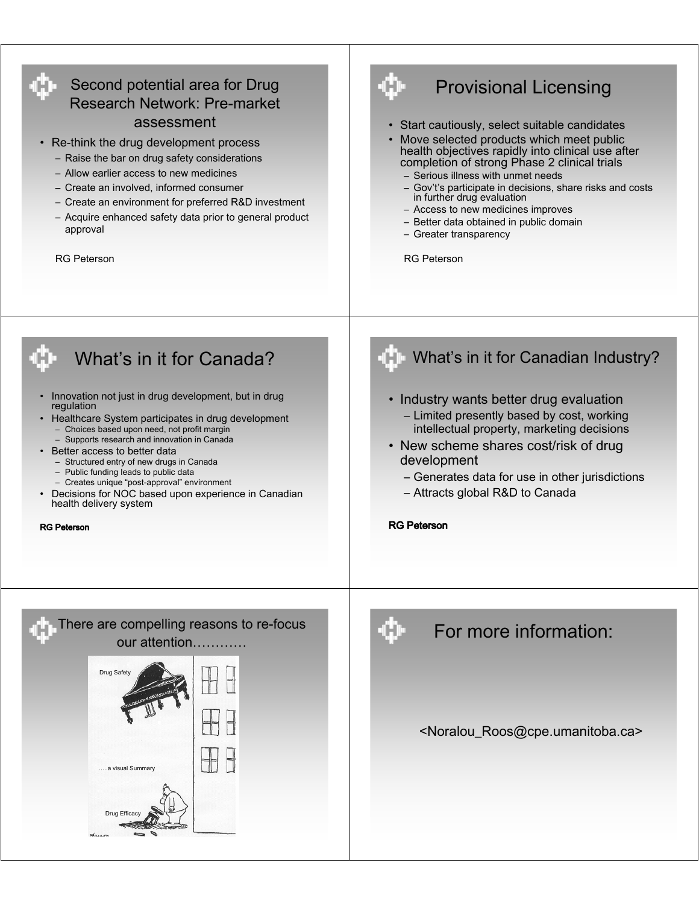## Second potential area for Drug Research Network: Pre-market assessment

- Re-think the drug development process
  - Raise the bar on drug safety considerations
  - Allow earlier access to new medicines
  - Create an involved, informed consumer
  - Create an environment for preferred R&D investment
  - Acquire enhanced safety data prior to general product approval

RG Peterson

## Provisional Licensing

- Start cautiously, select suitable candidates
- Move selected products which meet public health objectives rapidly into clinical use after completion of strong Phase 2 clinical trials
  - Serious illness with unmet needs
  - Gov't's participate in decisions, share risks and costs in further drug evaluation
  - Access to new medicines improves
  - Better data obtained in public domain
  - Greater transparency

RG Peterson

## What's in it for Canada?

- Innovation not just in drug development, but in drug regulation
- Healthcare System participates in drug development
  - Choices based upon need, not profit margin
  - Supports research and innovation in Canada
- Better access to better data
  - Structured entry of new drugs in Canada
  - Public funding leads to public data
  - Creates unique "post-approval" environment
- Decisions for NOC based upon experience in Canadian health delivery system

**RG Peterson**

## What's in it for Canadian Industry?

- Industry wants better drug evaluation
  - Limited presently based by cost, working intellectual property, marketing decisions
- New scheme shares cost/risk of drug development
  - Generates data for use in other jurisdictions
  - Attracts global R&D to Canada

**RG Peterson**

## There are compelling reasons to re-focus our attention…………

Drug Safety

…..a visual Summary

Drug Efficacy

## For more information:

<Noralou_Roos@cpe.umanitoba.ca>